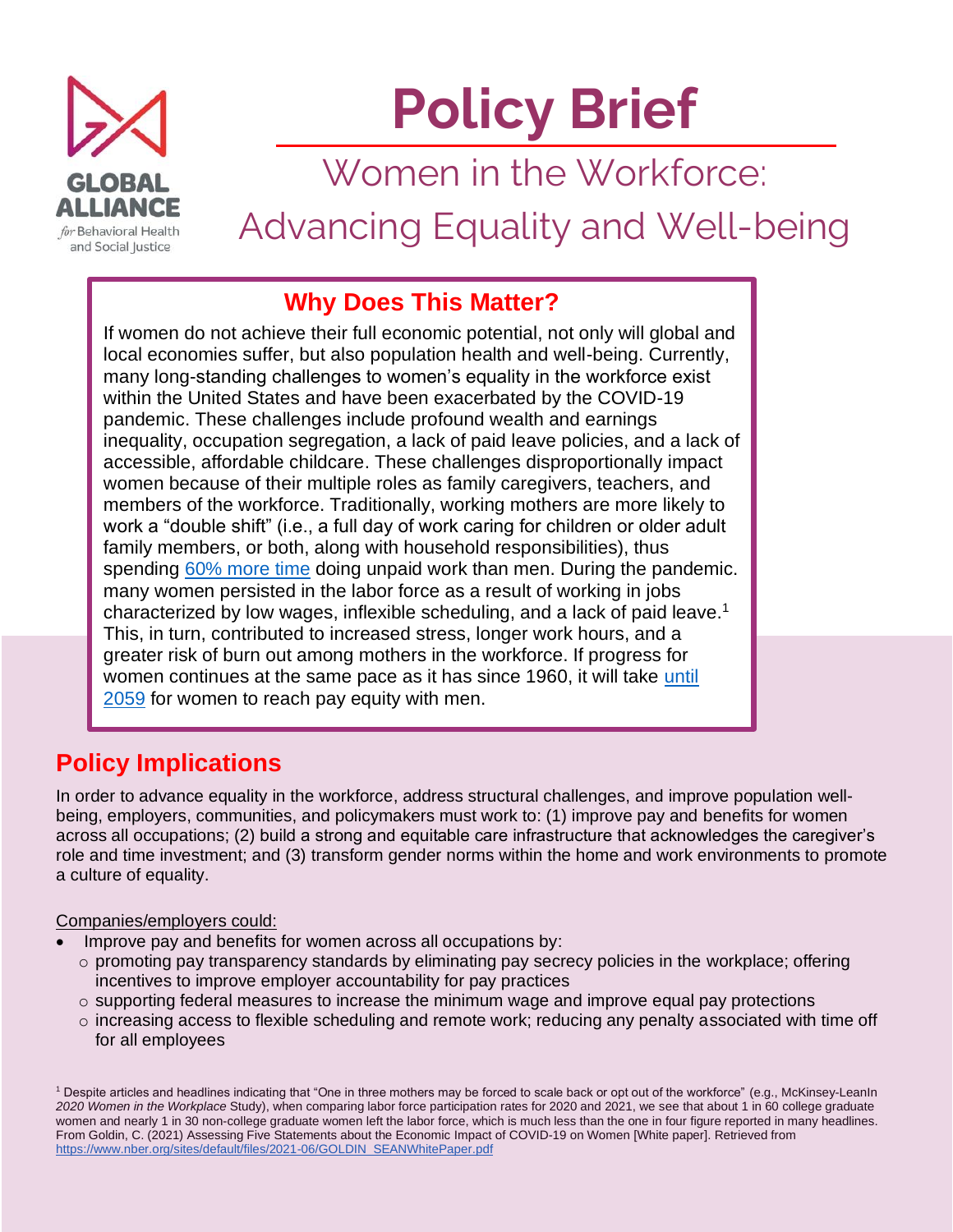GLOBAL ALLIANCE *for* Behavioral Health and Social Justice

# Policy Brief

## Women in the Workforce: Advancing Equality and Well-being

### Why Does This Matter?

If women do not achieve their full economic potential, not only will global and local economies suffer, but also population health and well-being. Currently, many long-standing challenges to women's equality in the workforce exist within the United States and have been exacerbated by the COVID-19 pandemic. These challenges include profound wealth and earnings inequality, occupation segregation, a lack of paid leave policies, and a lack of accessible, affordable childcare. These challenges disproportionally impact women because of their multiple roles as family caregivers, teachers, and members of the workforce. Traditionally, working mothers are more likely to work a "double shift" (i.e., a full day of work caring for children or older adult family members, or both, along with household responsibilities), thus spending 60% more time doing unpaid work than men. During the pandemic. many women persisted in the labor force as a result of working in jobs characterized by low wages, inflexible scheduling, and a lack of paid leave.[1] This, in turn, contributed to increased stress, longer work hours, and a greater risk of burn out among mothers in the workforce. If progress for women continues at the same pace as it has since 1960, it will take until 2059 for women to reach pay equity with men.

## Policy Implications

In order to advance equality in the workforce, address structural challenges, and improve population well-being, employers, communities, and policymakers must work to: (1) improve pay and benefits for women across all occupations; (2) build a strong and equitable care infrastructure that acknowledges the caregiver's role and time investment; and (3) transform gender norms within the home and work environments to promote a culture of equality.

Companies/employers could:

- Improve pay and benefits for women across all occupations by:
  - promoting pay transparency standards by eliminating pay secrecy policies in the workplace; offering incentives to improve employer accountability for pay practices
  - supporting federal measures to increase the minimum wage and improve equal pay protections
  - increasing access to flexible scheduling and remote work; reducing any penalty associated with time off for all employees

[1] Despite articles and headlines indicating that "One in three mothers may be forced to scale back or opt out of the workforce" (e.g., McKinsey-LeanIn *2020 Women in the Workplace* Study), when comparing labor force participation rates for 2020 and 2021, we see that about 1 in 60 college graduate women and nearly 1 in 30 non-college graduate women left the labor force, which is much less than the one in four figure reported in many headlines. From Goldin, C. (2021) Assessing Five Statements about the Economic Impact of COVID-19 on Women [White paper]. Retrieved from https://www.nber.org/sites/default/files/2021-06/GOLDIN_SEANWhitePaper.pdf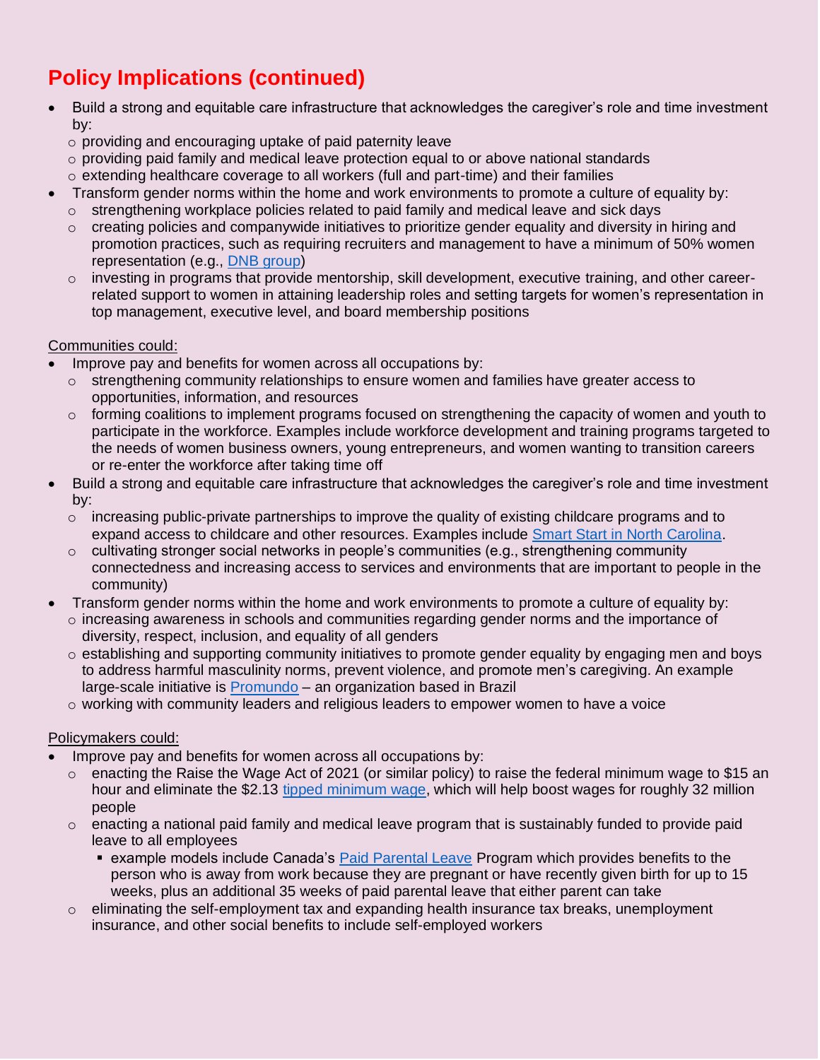## Policy Implications (continued)

- Build a strong and equitable care infrastructure that acknowledges the caregiver's role and time investment by:
  - providing and encouraging uptake of paid paternity leave
  - providing paid family and medical leave protection equal to or above national standards
  - extending healthcare coverage to all workers (full and part-time) and their families
- Transform gender norms within the home and work environments to promote a culture of equality by:
  - strengthening workplace policies related to paid family and medical leave and sick days
  - creating policies and companywide initiatives to prioritize gender equality and diversity in hiring and promotion practices, such as requiring recruiters and management to have a minimum of 50% women representation (e.g., DNB group)
  - investing in programs that provide mentorship, skill development, executive training, and other career-related support to women in attaining leadership roles and setting targets for women's representation in top management, executive level, and board membership positions

<u>Communities could:</u>

- Improve pay and benefits for women across all occupations by:
  - strengthening community relationships to ensure women and families have greater access to opportunities, information, and resources
  - forming coalitions to implement programs focused on strengthening the capacity of women and youth to participate in the workforce. Examples include workforce development and training programs targeted to the needs of women business owners, young entrepreneurs, and women wanting to transition careers or re-enter the workforce after taking time off
- Build a strong and equitable care infrastructure that acknowledges the caregiver's role and time investment by:
  - increasing public-private partnerships to improve the quality of existing childcare programs and to expand access to childcare and other resources. Examples include Smart Start in North Carolina.
  - cultivating stronger social networks in people's communities (e.g., strengthening community connectedness and increasing access to services and environments that are important to people in the community)
- Transform gender norms within the home and work environments to promote a culture of equality by:
  - increasing awareness in schools and communities regarding gender norms and the importance of diversity, respect, inclusion, and equality of all genders
  - establishing and supporting community initiatives to promote gender equality by engaging men and boys to address harmful masculinity norms, prevent violence, and promote men's caregiving. An example large-scale initiative is Promundo – an organization based in Brazil
  - working with community leaders and religious leaders to empower women to have a voice

<u>Policymakers could:</u>

- Improve pay and benefits for women across all occupations by:
  - enacting the Raise the Wage Act of 2021 (or similar policy) to raise the federal minimum wage to $15 an hour and eliminate the $2.13 tipped minimum wage, which will help boost wages for roughly 32 million people
  - enacting a national paid family and medical leave program that is sustainably funded to provide paid leave to all employees
    - example models include Canada's Paid Parental Leave Program which provides benefits to the person who is away from work because they are pregnant or have recently given birth for up to 15 weeks, plus an additional 35 weeks of paid parental leave that either parent can take
  - eliminating the self-employment tax and expanding health insurance tax breaks, unemployment insurance, and other social benefits to include self-employed workers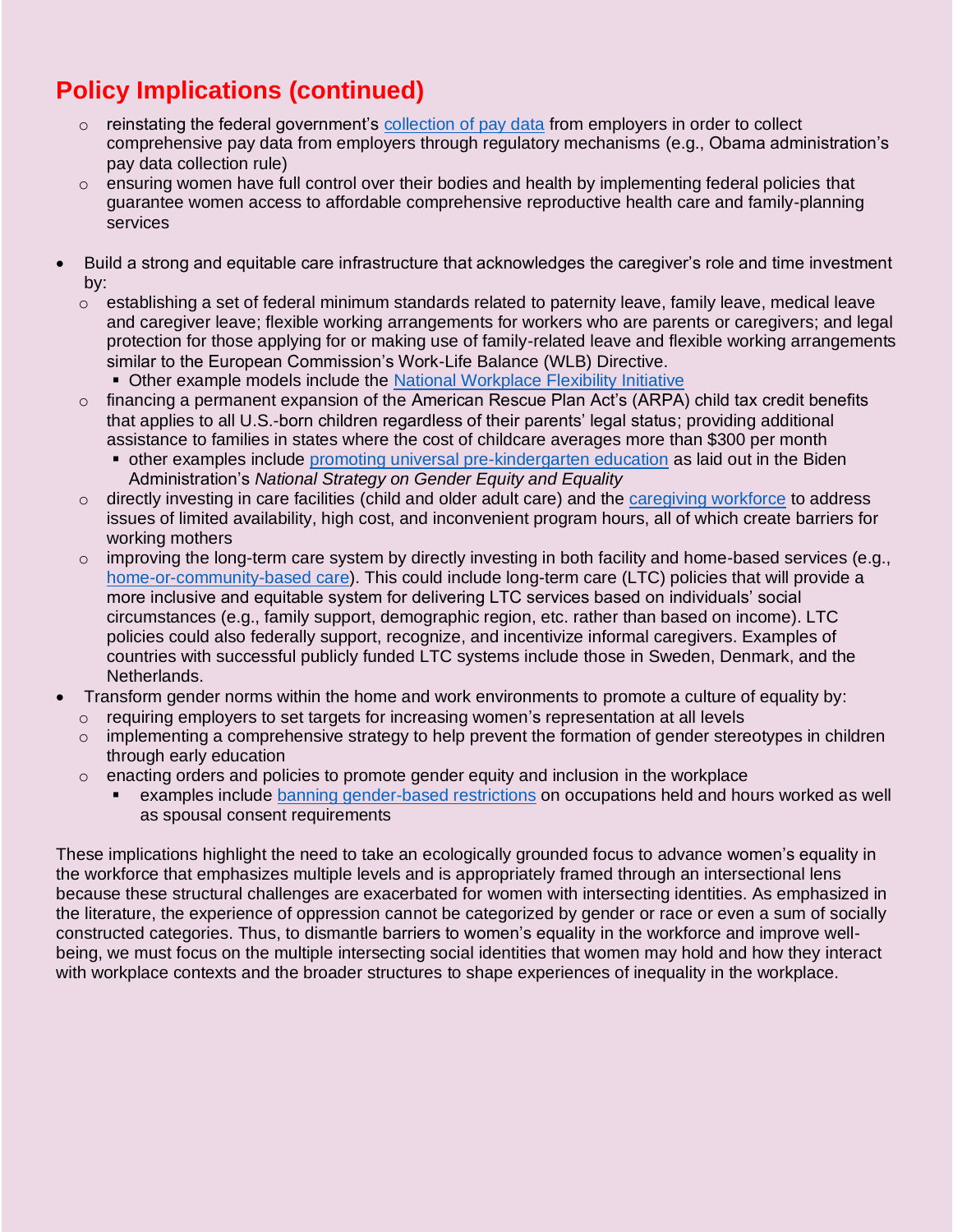## Policy Implications (continued)

- reinstating the federal government's collection of pay data from employers in order to collect comprehensive pay data from employers through regulatory mechanisms (e.g., Obama administration's pay data collection rule)
- ensuring women have full control over their bodies and health by implementing federal policies that guarantee women access to affordable comprehensive reproductive health care and family-planning services

- Build a strong and equitable care infrastructure that acknowledges the caregiver's role and time investment by:
  - establishing a set of federal minimum standards related to paternity leave, family leave, medical leave and caregiver leave; flexible working arrangements for workers who are parents or caregivers; and legal protection for those applying for or making use of family-related leave and flexible working arrangements similar to the European Commission's Work-Life Balance (WLB) Directive.
    - Other example models include the National Workplace Flexibility Initiative
  - financing a permanent expansion of the American Rescue Plan Act's (ARPA) child tax credit benefits that applies to all U.S.-born children regardless of their parents' legal status; providing additional assistance to families in states where the cost of childcare averages more than $300 per month
    - other examples include promoting universal pre-kindergarten education as laid out in the Biden Administration's *National Strategy on Gender Equity and Equality*
  - directly investing in care facilities (child and older adult care) and the caregiving workforce to address issues of limited availability, high cost, and inconvenient program hours, all of which create barriers for working mothers
  - improving the long-term care system by directly investing in both facility and home-based services (e.g., home-or-community-based care). This could include long-term care (LTC) policies that will provide a more inclusive and equitable system for delivering LTC services based on individuals' social circumstances (e.g., family support, demographic region, etc. rather than based on income). LTC policies could also federally support, recognize, and incentivize informal caregivers. Examples of countries with successful publicly funded LTC systems include those in Sweden, Denmark, and the Netherlands.
- Transform gender norms within the home and work environments to promote a culture of equality by:
  - requiring employers to set targets for increasing women's representation at all levels
  - implementing a comprehensive strategy to help prevent the formation of gender stereotypes in children through early education
  - enacting orders and policies to promote gender equity and inclusion in the workplace
    - examples include banning gender-based restrictions on occupations held and hours worked as well as spousal consent requirements

These implications highlight the need to take an ecologically grounded focus to advance women's equality in the workforce that emphasizes multiple levels and is appropriately framed through an intersectional lens because these structural challenges are exacerbated for women with intersecting identities. As emphasized in the literature, the experience of oppression cannot be categorized by gender or race or even a sum of socially constructed categories. Thus, to dismantle barriers to women's equality in the workforce and improve well-being, we must focus on the multiple intersecting social identities that women may hold and how they interact with workplace contexts and the broader structures to shape experiences of inequality in the workplace.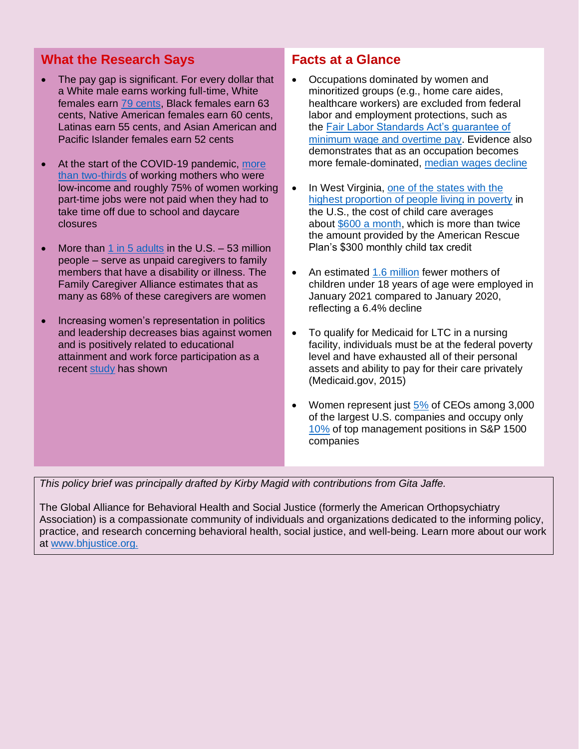## What the Research Says

- The pay gap is significant. For every dollar that a White male earns working full-time, White females earn 79 cents, Black females earn 63 cents, Native American females earn 60 cents, Latinas earn 55 cents, and Asian American and Pacific Islander females earn 52 cents
- At the start of the COVID-19 pandemic, more than two-thirds of working mothers who were low-income and roughly 75% of women working part-time jobs were not paid when they had to take time off due to school and daycare closures
- More than 1 in 5 adults in the U.S. – 53 million people – serve as unpaid caregivers to family members that have a disability or illness. The Family Caregiver Alliance estimates that as many as 68% of these caregivers are women
- Increasing women's representation in politics and leadership decreases bias against women and is positively related to educational attainment and work force participation as a recent study has shown

## Facts at a Glance

- Occupations dominated by women and minoritized groups (e.g., home care aides, healthcare workers) are excluded from federal labor and employment protections, such as the Fair Labor Standards Act's guarantee of minimum wage and overtime pay. Evidence also demonstrates that as an occupation becomes more female-dominated, median wages decline
- In West Virginia, one of the states with the highest proportion of people living in poverty in the U.S., the cost of child care averages about $600 a month, which is more than twice the amount provided by the American Rescue Plan's $300 monthly child tax credit
- An estimated 1.6 million fewer mothers of children under 18 years of age were employed in January 2021 compared to January 2020, reflecting a 6.4% decline
- To qualify for Medicaid for LTC in a nursing facility, individuals must be at the federal poverty level and have exhausted all of their personal assets and ability to pay for their care privately (Medicaid.gov, 2015)
- Women represent just 5% of CEOs among 3,000 of the largest U.S. companies and occupy only 10% of top management positions in S&P 1500 companies

*This policy brief was principally drafted by Kirby Magid with contributions from Gita Jaffe.*

The Global Alliance for Behavioral Health and Social Justice (formerly the American Orthopsychiatry Association) is a compassionate community of individuals and organizations dedicated to the informing policy, practice, and research concerning behavioral health, social justice, and well-being. Learn more about our work at www.bhjustice.org.